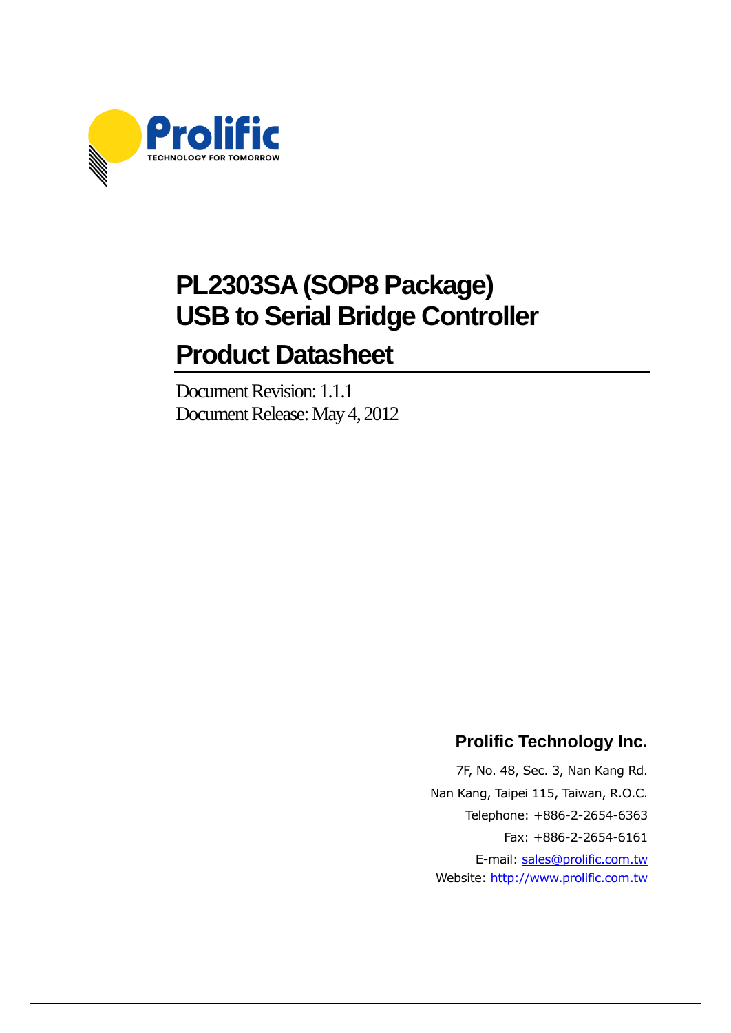Prolific

TECHNOLOGY FOR TOMORROW

# PL2303SA (SOP8 Package)
# USB to Serial Bridge Controller
# Product Datasheet

Document Revision: 1.1.1
Document Release: May 4, 2012

**Prolific Technology Inc.**

7F, No. 48, Sec. 3, Nan Kang Rd.
Nan Kang, Taipei 115, Taiwan, R.O.C.
Telephone: +886-2-2654-6363
Fax: +886-2-2654-6161
E-mail: sales@prolific.com.tw
Website: http://www.prolific.com.tw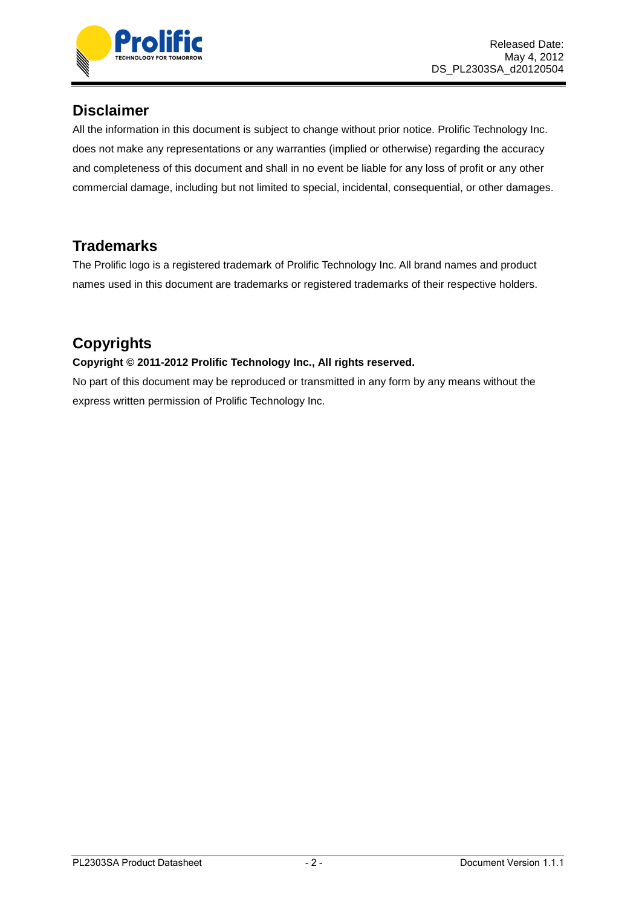## Disclaimer

All the information in this document is subject to change without prior notice. Prolific Technology Inc. does not make any representations or any warranties (implied or otherwise) regarding the accuracy and completeness of this document and shall in no event be liable for any loss of profit or any other commercial damage, including but not limited to special, incidental, consequential, or other damages.

## Trademarks

The Prolific logo is a registered trademark of Prolific Technology Inc. All brand names and product names used in this document are trademarks or registered trademarks of their respective holders.

## Copyrights

**Copyright © 2011-2012 Prolific Technology Inc., All rights reserved.**

No part of this document may be reproduced or transmitted in any form by any means without the express written permission of Prolific Technology Inc.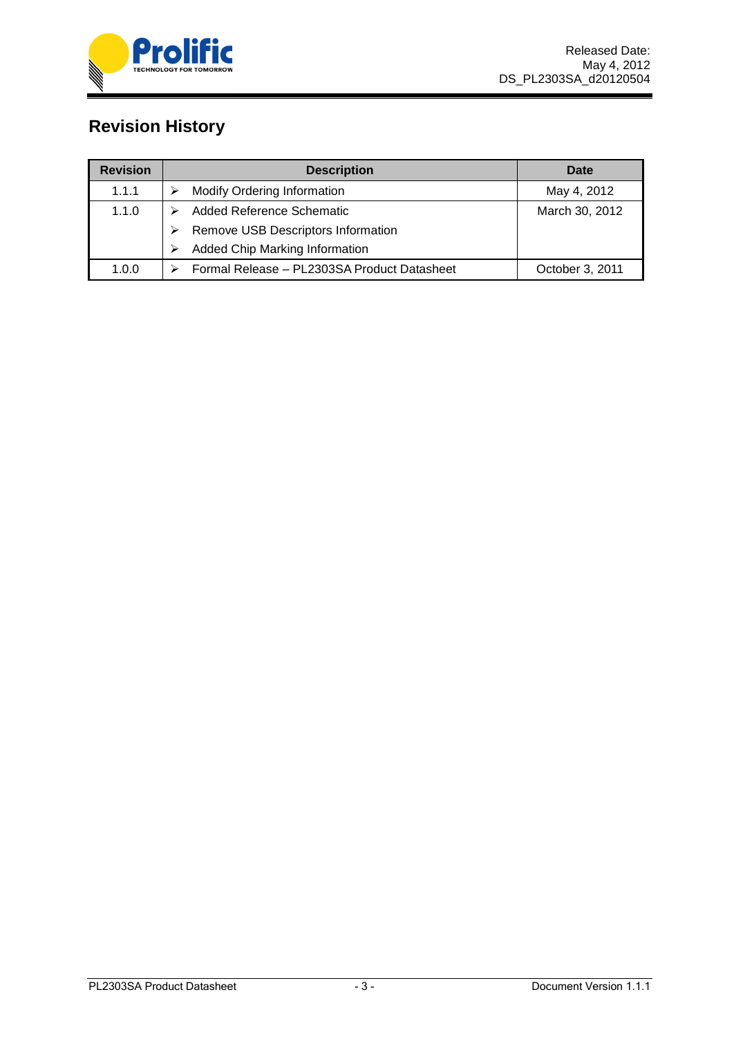## Revision History

| Revision | Description | Date |
|---|---|---|
| 1.1.1 | ➢ Modify Ordering Information | May 4, 2012 |
| 1.1.0 | ➢ Added Reference Schematic<br>➢ Remove USB Descriptors Information<br>➢ Added Chip Marking Information | March 30, 2012 |
| 1.0.0 | ➢ Formal Release – PL2303SA Product Datasheet | October 3, 2011 |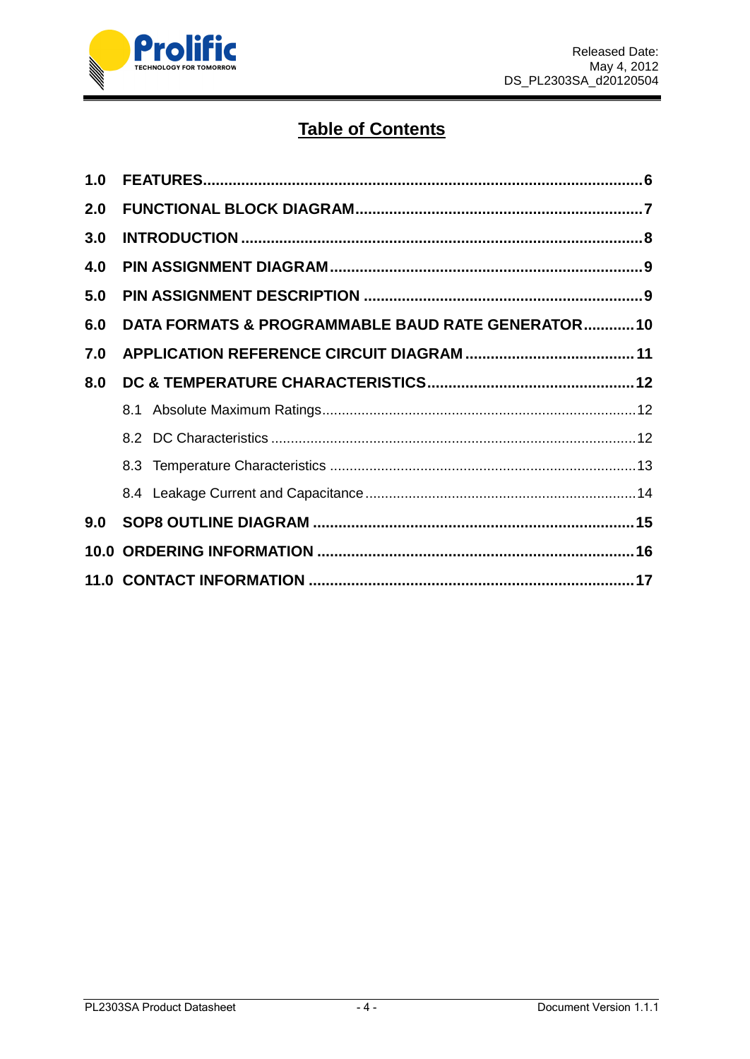# Table of Contents

**1.0 FEATURES** .......... **6**

**2.0 FUNCTIONAL BLOCK DIAGRAM** .......... **7**

**3.0 INTRODUCTION** .......... **8**

**4.0 PIN ASSIGNMENT DIAGRAM** .......... **9**

**5.0 PIN ASSIGNMENT DESCRIPTION** .......... **9**

**6.0 DATA FORMATS & PROGRAMMABLE BAUD RATE GENERATOR** .......... **10**

**7.0 APPLICATION REFERENCE CIRCUIT DIAGRAM** .......... **11**

**8.0 DC & TEMPERATURE CHARACTERISTICS** .......... **12**

- 8.1 Absolute Maximum Ratings .......... 12
- 8.2 DC Characteristics .......... 12
- 8.3 Temperature Characteristics .......... 13
- 8.4 Leakage Current and Capacitance .......... 14

**9.0 SOP8 OUTLINE DIAGRAM** .......... **15**

**10.0 ORDERING INFORMATION** .......... **16**

**11.0 CONTACT INFORMATION** .......... **17**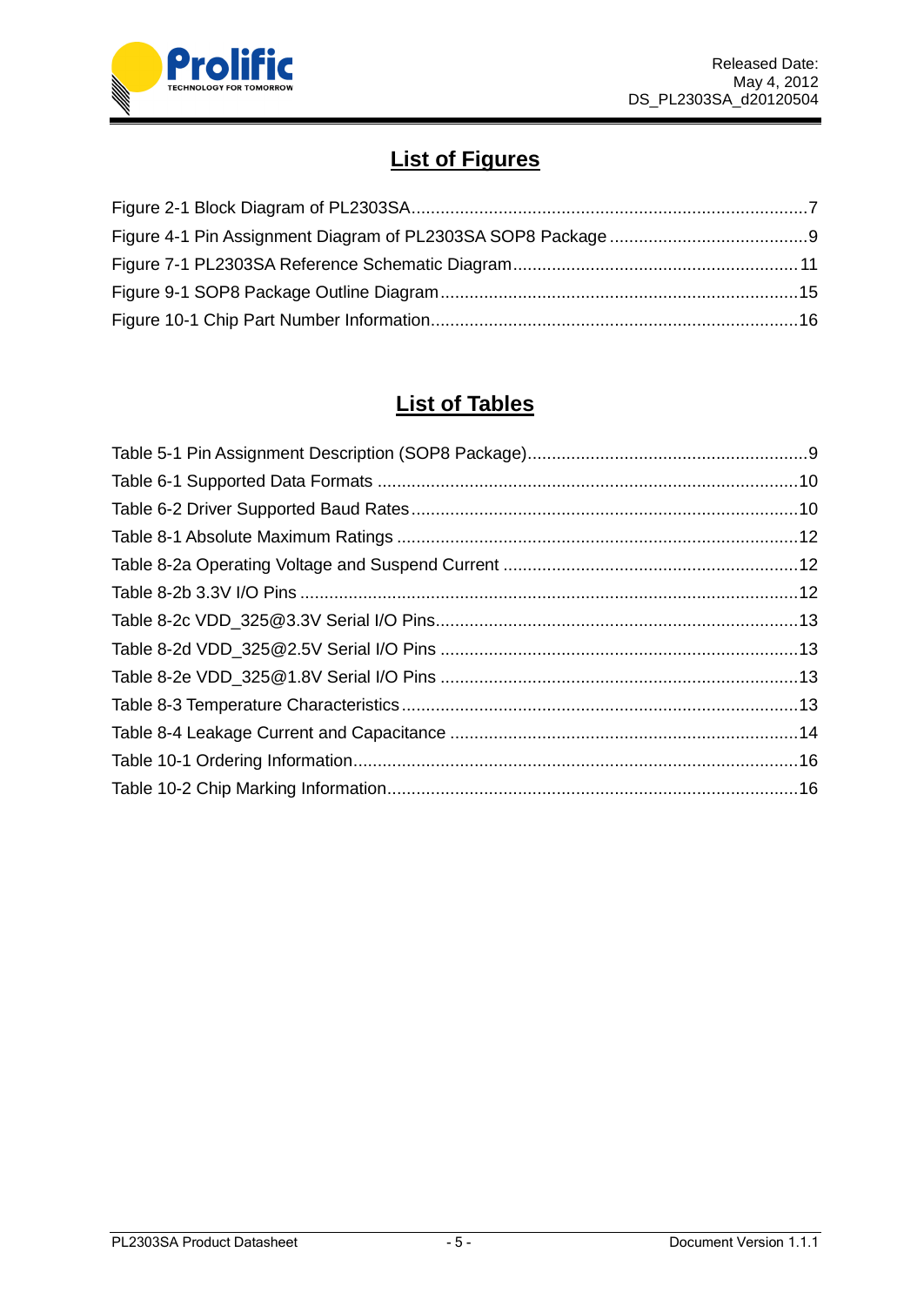## List of Figures

Figure 2-1 Block Diagram of PL2303SA.................................................................................7
Figure 4-1 Pin Assignment Diagram of PL2303SA SOP8 Package.........................................9
Figure 7-1 PL2303SA Reference Schematic Diagram...........................................................11
Figure 9-1 SOP8 Package Outline Diagram..........................................................................15
Figure 10-1 Chip Part Number Information...........................................................................16

## List of Tables

Table 5-1 Pin Assignment Description (SOP8 Package)..........................................................9
Table 6-1 Supported Data Formats .......................................................................................10
Table 6-2 Driver Supported Baud Rates................................................................................10
Table 8-1 Absolute Maximum Ratings ...................................................................................12
Table 8-2a Operating Voltage and Suspend Current .............................................................12
Table 8-2b 3.3V I/O Pins .......................................................................................................12
Table 8-2c VDD_325@3.3V Serial I/O Pins...........................................................................13
Table 8-2d VDD_325@2.5V Serial I/O Pins ..........................................................................13
Table 8-2e VDD_325@1.8V Serial I/O Pins ..........................................................................13
Table 8-3 Temperature Characteristics..................................................................................13
Table 8-4 Leakage Current and Capacitance ........................................................................14
Table 10-1 Ordering Information............................................................................................16
Table 10-2 Chip Marking Information.....................................................................................16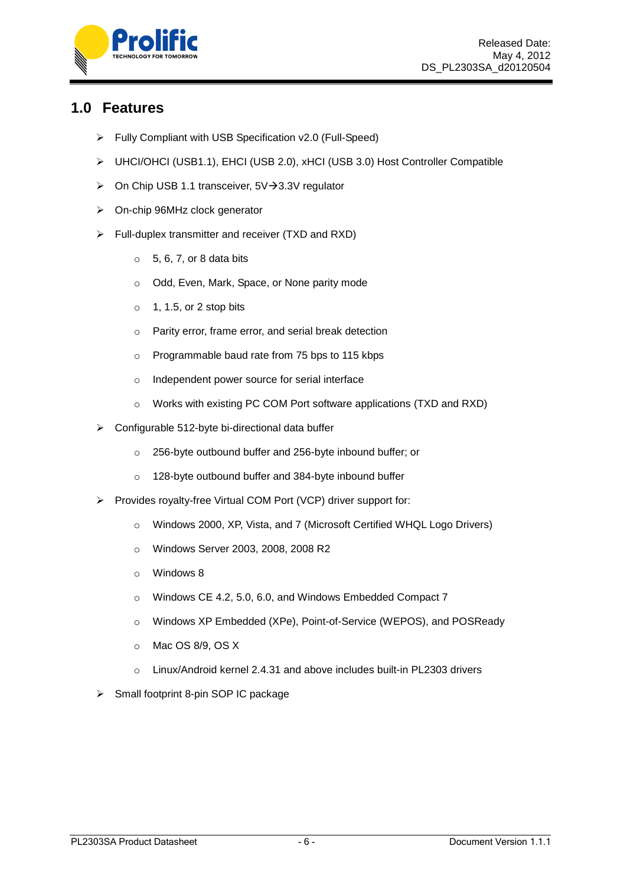## 1.0 Features

- Fully Compliant with USB Specification v2.0 (Full-Speed)
- UHCI/OHCI (USB1.1), EHCI (USB 2.0), xHCI (USB 3.0) Host Controller Compatible
- On Chip USB 1.1 transceiver, 5V→3.3V regulator
- On-chip 96MHz clock generator
- Full-duplex transmitter and receiver (TXD and RXD)
  - 5, 6, 7, or 8 data bits
  - Odd, Even, Mark, Space, or None parity mode
  - 1, 1.5, or 2 stop bits
  - Parity error, frame error, and serial break detection
  - Programmable baud rate from 75 bps to 115 kbps
  - Independent power source for serial interface
  - Works with existing PC COM Port software applications (TXD and RXD)
- Configurable 512-byte bi-directional data buffer
  - 256-byte outbound buffer and 256-byte inbound buffer; or
  - 128-byte outbound buffer and 384-byte inbound buffer
- Provides royalty-free Virtual COM Port (VCP) driver support for:
  - Windows 2000, XP, Vista, and 7 (Microsoft Certified WHQL Logo Drivers)
  - Windows Server 2003, 2008, 2008 R2
  - Windows 8
  - Windows CE 4.2, 5.0, 6.0, and Windows Embedded Compact 7
  - Windows XP Embedded (XPe), Point-of-Service (WEPOS), and POSReady
  - Mac OS 8/9, OS X
  - Linux/Android kernel 2.4.31 and above includes built-in PL2303 drivers
- Small footprint 8-pin SOP IC package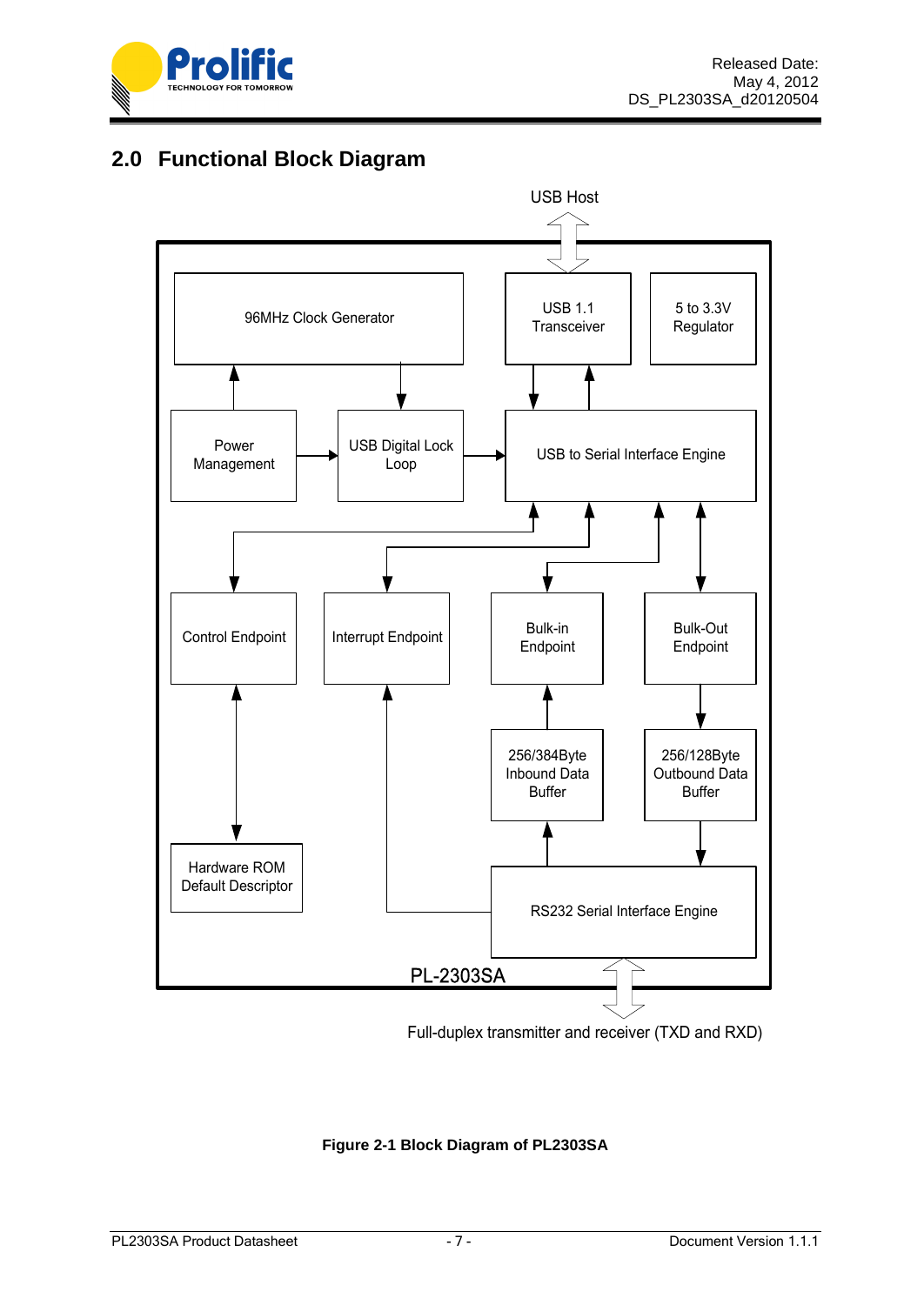## 2.0 Functional Block Diagram

**Figure 2-1 Block Diagram of PL2303SA**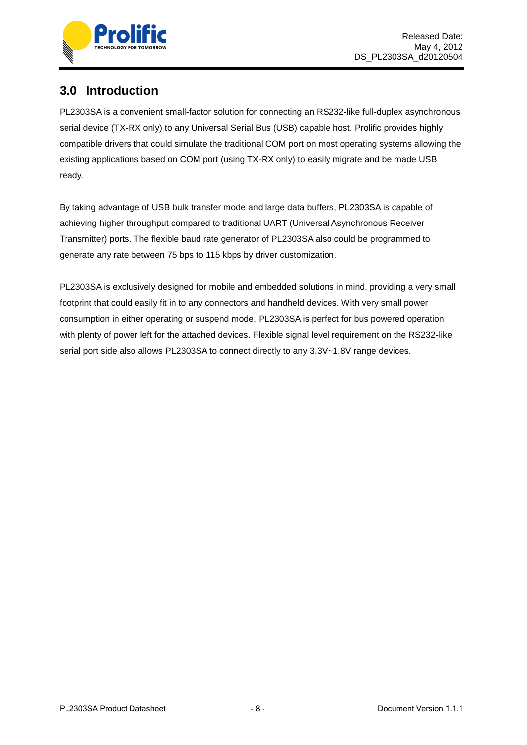## 3.0 Introduction

PL2303SA is a convenient small-factor solution for connecting an RS232-like full-duplex asynchronous serial device (TX-RX only) to any Universal Serial Bus (USB) capable host. Prolific provides highly compatible drivers that could simulate the traditional COM port on most operating systems allowing the existing applications based on COM port (using TX-RX only) to easily migrate and be made USB ready.

By taking advantage of USB bulk transfer mode and large data buffers, PL2303SA is capable of achieving higher throughput compared to traditional UART (Universal Asynchronous Receiver Transmitter) ports. The flexible baud rate generator of PL2303SA also could be programmed to generate any rate between 75 bps to 115 kbps by driver customization.

PL2303SA is exclusively designed for mobile and embedded solutions in mind, providing a very small footprint that could easily fit in to any connectors and handheld devices. With very small power consumption in either operating or suspend mode, PL2303SA is perfect for bus powered operation with plenty of power left for the attached devices. Flexible signal level requirement on the RS232-like serial port side also allows PL2303SA to connect directly to any 3.3V~1.8V range devices.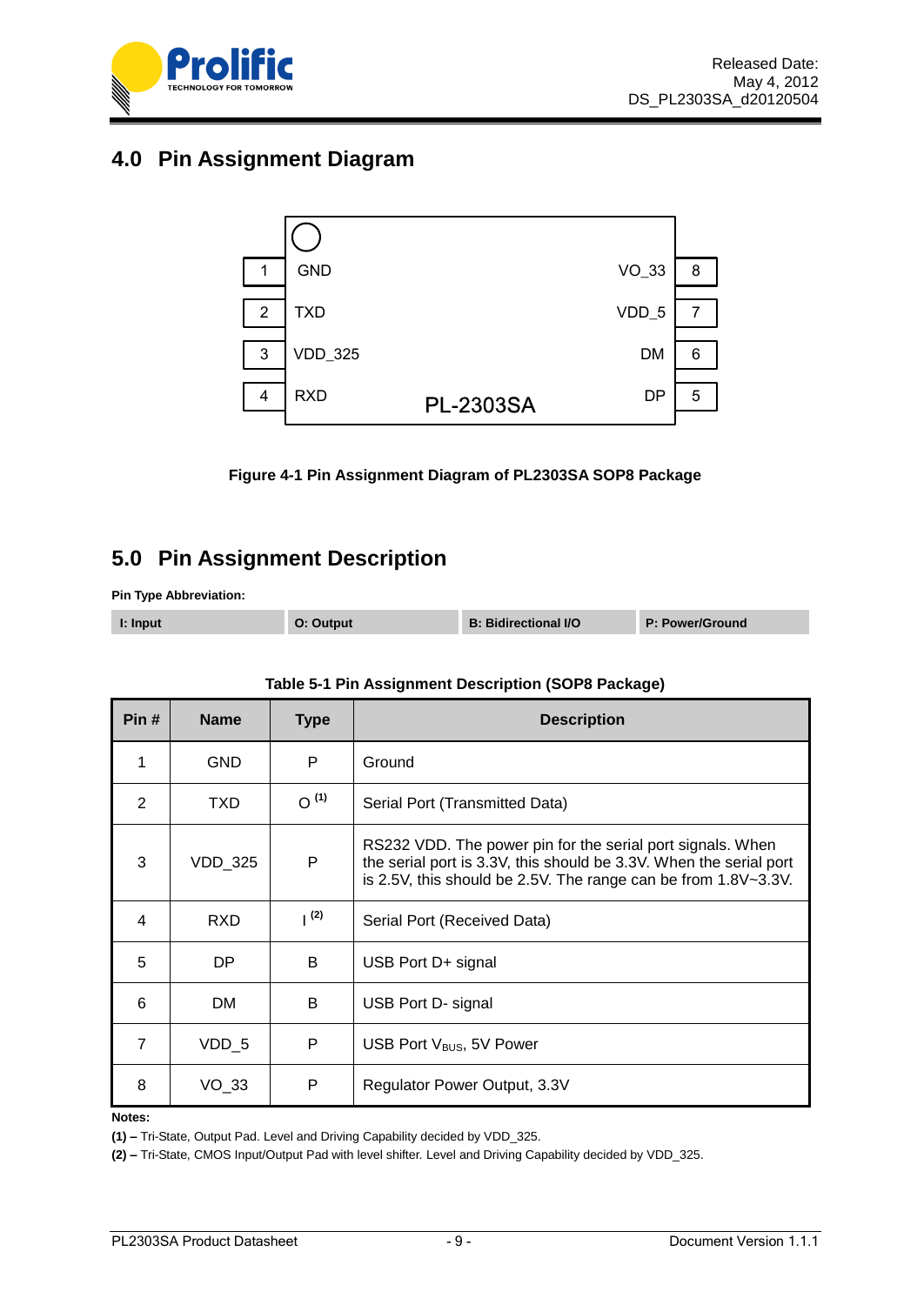## 4.0 Pin Assignment Diagram

| Pin | Name | | Name | Pin |
|---|---|---|---|---|
| 1 | GND | | VO_33 | 8 |
| 2 | TXD | | VDD_5 | 7 |
| 3 | VDD_325 | | DM | 6 |
| 4 | RXD | PL-2303SA | DP | 5 |

**Figure 4-1 Pin Assignment Diagram of PL2303SA SOP8 Package**

## 5.0 Pin Assignment Description

**Pin Type Abbreviation:**

| I: Input | O: Output | B: Bidirectional I/O | P: Power/Ground |
|---|---|---|---|

**Table 5-1 Pin Assignment Description (SOP8 Package)**

| Pin # | Name | Type | Description |
|---|---|---|---|
| 1 | GND | P | Ground |
| 2 | TXD | O [(1)] | Serial Port (Transmitted Data) |
| 3 | VDD_325 | P | RS232 VDD. The power pin for the serial port signals. When the serial port is 3.3V, this should be 3.3V. When the serial port is 2.5V, this should be 2.5V. The range can be from 1.8V~3.3V. |
| 4 | RXD | I [(2)] | Serial Port (Received Data) |
| 5 | DP | B | USB Port D+ signal |
| 6 | DM | B | USB Port D- signal |
| 7 | VDD_5 | P | USB Port $V_{BUS}$, 5V Power |
| 8 | VO_33 | P | Regulator Power Output, 3.3V |

**Notes:**

**(1) –** Tri-State, Output Pad. Level and Driving Capability decided by VDD_325.

**(2) –** Tri-State, CMOS Input/Output Pad with level shifter. Level and Driving Capability decided by VDD_325.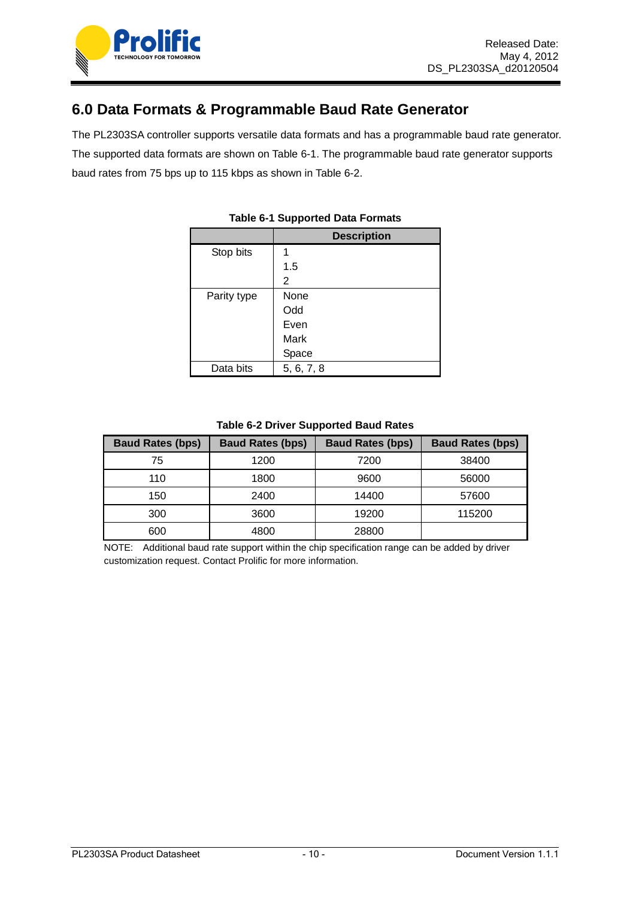## 6.0 Data Formats & Programmable Baud Rate Generator

The PL2303SA controller supports versatile data formats and has a programmable baud rate generator. The supported data formats are shown on Table 6-1. The programmable baud rate generator supports baud rates from 75 bps up to 115 kbps as shown in Table 6-2.

**Table 6-1 Supported Data Formats**

| | Description |
|---|---|
| Stop bits | 1<br>1.5<br>2 |
| Parity type | None<br>Odd<br>Even<br>Mark<br>Space |
| Data bits | 5, 6, 7, 8 |

**Table 6-2 Driver Supported Baud Rates**

| Baud Rates (bps) | Baud Rates (bps) | Baud Rates (bps) | Baud Rates (bps) |
|---|---|---|---|
| 75 | 1200 | 7200 | 38400 |
| 110 | 1800 | 9600 | 56000 |
| 150 | 2400 | 14400 | 57600 |
| 300 | 3600 | 19200 | 115200 |
| 600 | 4800 | 28800 | |

NOTE: Additional baud rate support within the chip specification range can be added by driver customization request. Contact Prolific for more information.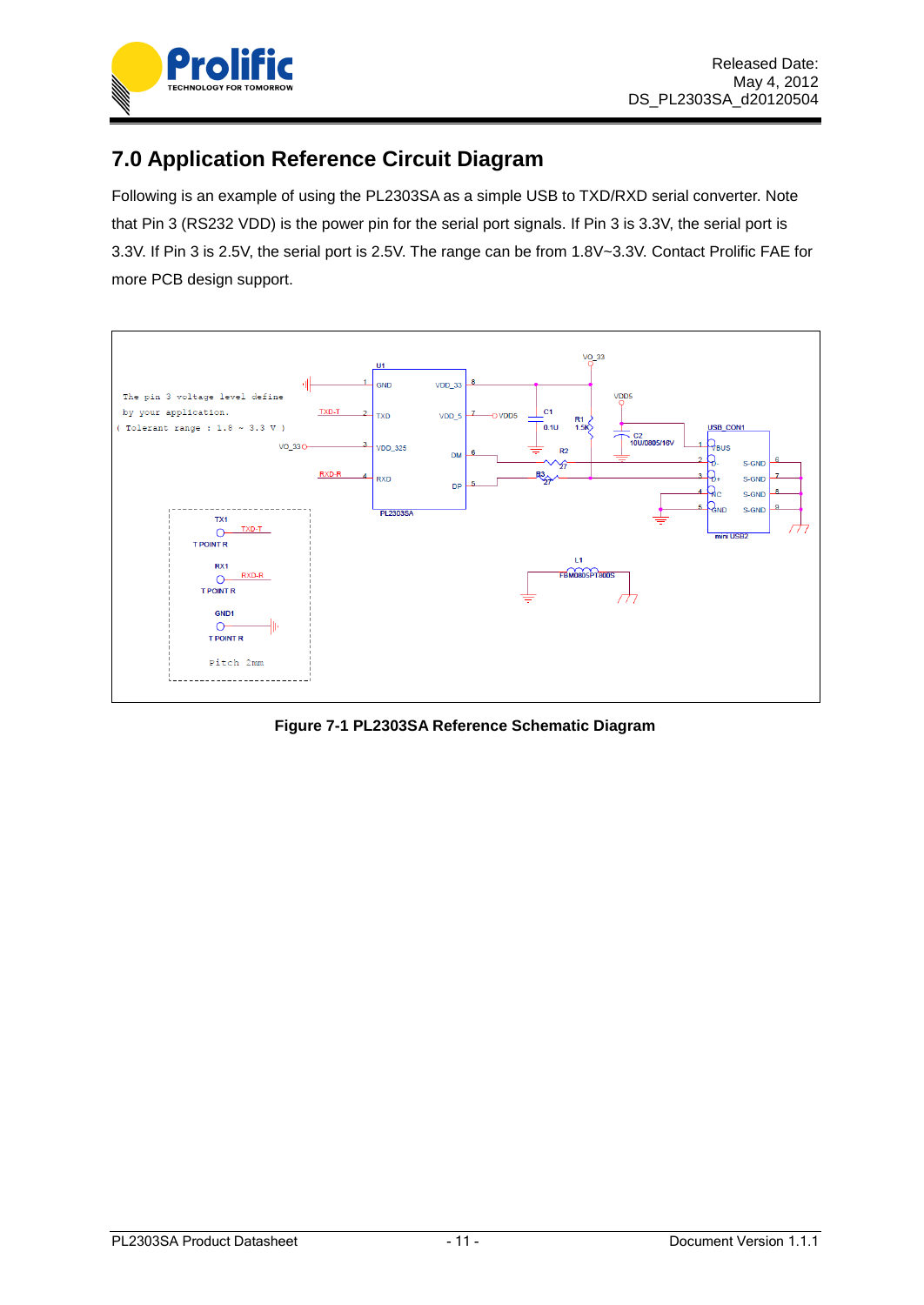# 7.0 Application Reference Circuit Diagram

Following is an example of using the PL2303SA as a simple USB to TXD/RXD serial converter. Note that Pin 3 (RS232 VDD) is the power pin for the serial port signals. If Pin 3 is 3.3V, the serial port is 3.3V. If Pin 3 is 2.5V, the serial port is 2.5V. The range can be from 1.8V~3.3V. Contact Prolific FAE for more PCB design support.

**Figure 7-1 PL2303SA Reference Schematic Diagram**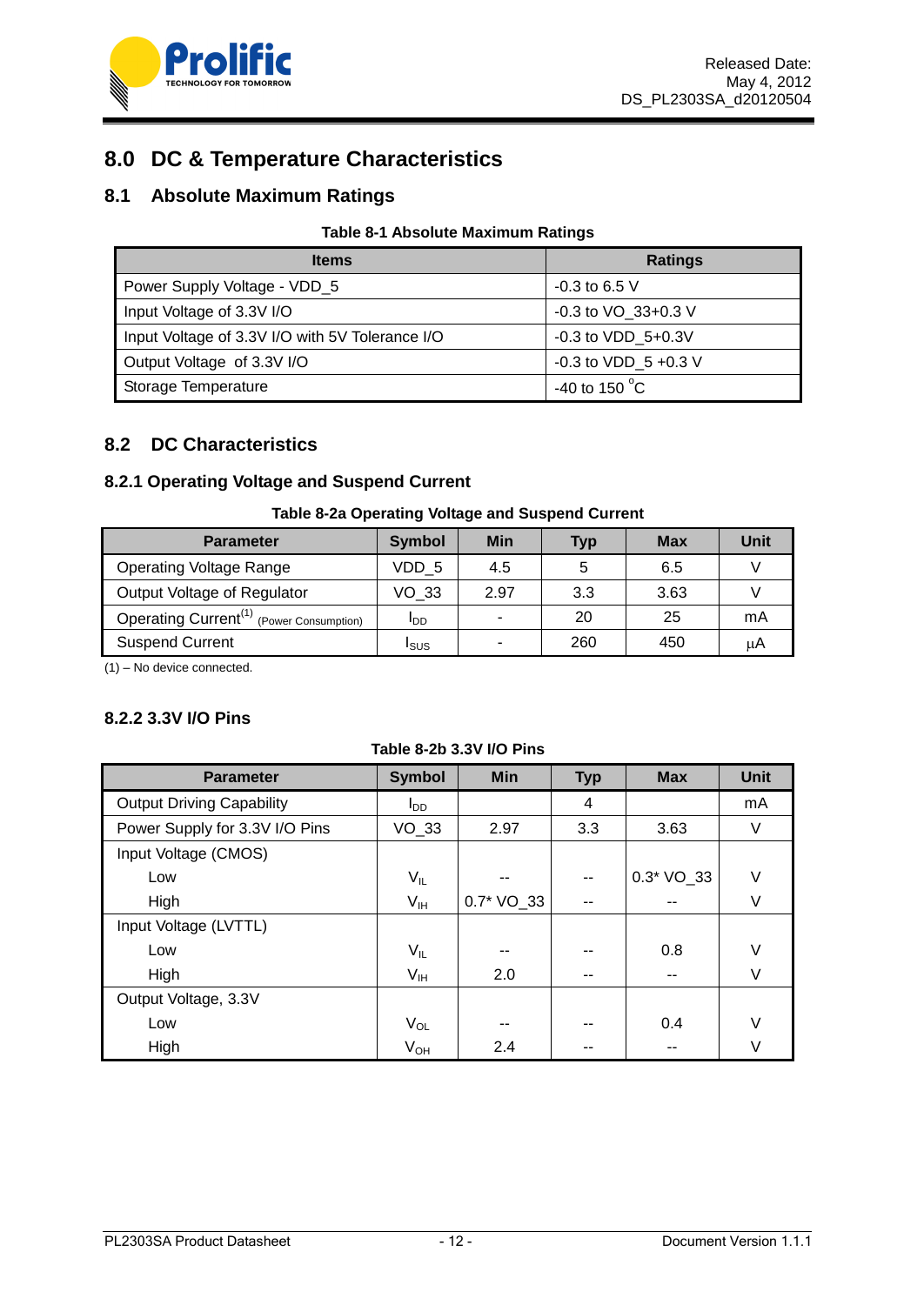# 8.0 DC & Temperature Characteristics

## 8.1 Absolute Maximum Ratings

**Table 8-1 Absolute Maximum Ratings**

| Items | Ratings |
|---|---|
| Power Supply Voltage - VDD_5 | -0.3 to 6.5 V |
| Input Voltage of 3.3V I/O | -0.3 to VO_33+0.3 V |
| Input Voltage of 3.3V I/O with 5V Tolerance I/O | -0.3 to VDD_5+0.3V |
| Output Voltage of 3.3V I/O | -0.3 to VDD_5 +0.3 V |
| Storage Temperature | -40 to 150 °C |

## 8.2 DC Characteristics

### 8.2.1 Operating Voltage and Suspend Current

**Table 8-2a Operating Voltage and Suspend Current**

| Parameter | Symbol | Min | Typ | Max | Unit |
|---|---|---|---|---|---|
| Operating Voltage Range | VDD_5 | 4.5 | 5 | 6.5 | V |
| Output Voltage of Regulator | VO_33 | 2.97 | 3.3 | 3.63 | V |
| Operating Current[(1)] (Power Consumption) | $I_{DD}$ | - | 20 | 25 | mA |
| Suspend Current | $I_{SUS}$ | - | 260 | 450 | μA |

(1) – No device connected.

### 8.2.2 3.3V I/O Pins

**Table 8-2b 3.3V I/O Pins**

| Parameter | Symbol | Min | Typ | Max | Unit |
|---|---|---|---|---|---|
| Output Driving Capability | $I_{DD}$ | | 4 | | mA |
| Power Supply for 3.3V I/O Pins | VO_33 | 2.97 | 3.3 | 3.63 | V |
| Input Voltage (CMOS) | | | | | |
| Low | $V_{IL}$ | -- | -- | 0.3* VO_33 | V |
| High | $V_{IH}$ | 0.7* VO_33 | -- | -- | V |
| Input Voltage (LVTTL) | | | | | |
| Low | $V_{IL}$ | -- | -- | 0.8 | V |
| High | $V_{IH}$ | 2.0 | -- | -- | V |
| Output Voltage, 3.3V | | | | | |
| Low | $V_{OL}$ | -- | -- | 0.4 | V |
| High | $V_{OH}$ | 2.4 | -- | -- | V |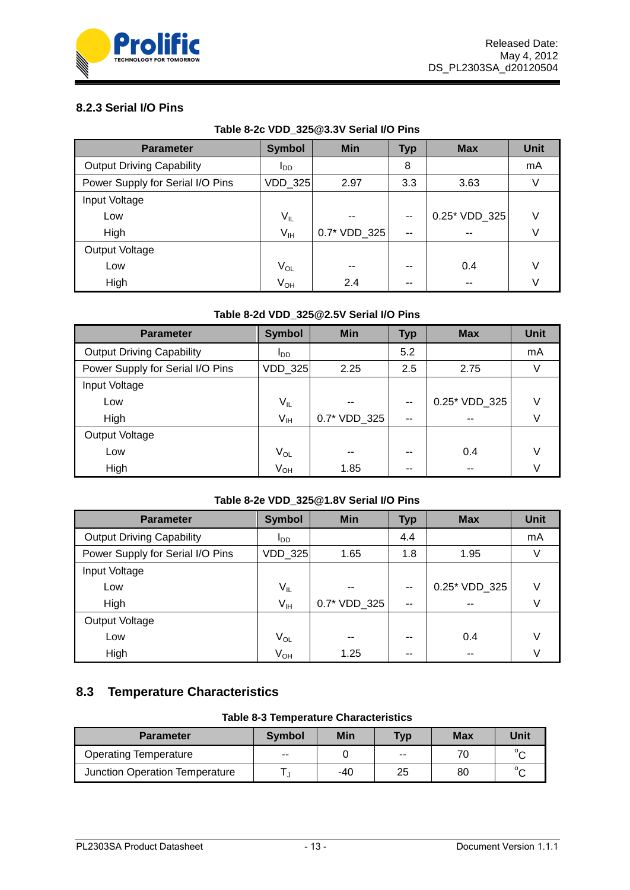### 8.2.3 Serial I/O Pins

**Table 8-2c VDD_325@3.3V Serial I/O Pins**

| Parameter | Symbol | Min | Typ | Max | Unit |
|---|---|---|---|---|---|
| Output Driving Capability | $I_{DD}$ | | 8 | | mA |
| Power Supply for Serial I/O Pins | VDD_325 | 2.97 | 3.3 | 3.63 | V |
| Input Voltage | | | | | |
| Low | $V_{IL}$ | -- | -- | 0.25* VDD_325 | V |
| High | $V_{IH}$ | 0.7* VDD_325 | -- | -- | V |
| Output Voltage | | | | | |
| Low | $V_{OL}$ | -- | -- | 0.4 | V |
| High | $V_{OH}$ | 2.4 | -- | -- | V |

**Table 8-2d VDD_325@2.5V Serial I/O Pins**

| Parameter | Symbol | Min | Typ | Max | Unit |
|---|---|---|---|---|---|
| Output Driving Capability | $I_{DD}$ | | 5.2 | | mA |
| Power Supply for Serial I/O Pins | VDD_325 | 2.25 | 2.5 | 2.75 | V |
| Input Voltage | | | | | |
| Low | $V_{IL}$ | -- | -- | 0.25* VDD_325 | V |
| High | $V_{IH}$ | 0.7* VDD_325 | -- | -- | V |
| Output Voltage | | | | | |
| Low | $V_{OL}$ | -- | -- | 0.4 | V |
| High | $V_{OH}$ | 1.85 | -- | -- | V |

**Table 8-2e VDD_325@1.8V Serial I/O Pins**

| Parameter | Symbol | Min | Typ | Max | Unit |
|---|---|---|---|---|---|
| Output Driving Capability | $I_{DD}$ | | 4.4 | | mA |
| Power Supply for Serial I/O Pins | VDD_325 | 1.65 | 1.8 | 1.95 | V |
| Input Voltage | | | | | |
| Low | $V_{IL}$ | -- | -- | 0.25* VDD_325 | V |
| High | $V_{IH}$ | 0.7* VDD_325 | -- | -- | V |
| Output Voltage | | | | | |
| Low | $V_{OL}$ | -- | -- | 0.4 | V |
| High | $V_{OH}$ | 1.25 | -- | -- | V |

## 8.3 Temperature Characteristics

**Table 8-3 Temperature Characteristics**

| Parameter | Symbol | Min | Typ | Max | Unit |
|---|---|---|---|---|---|
| Operating Temperature | -- | 0 | -- | 70 | $^{o}C$ |
| Junction Operation Temperature | $T_J$ | -40 | 25 | 80 | $^{o}C$ |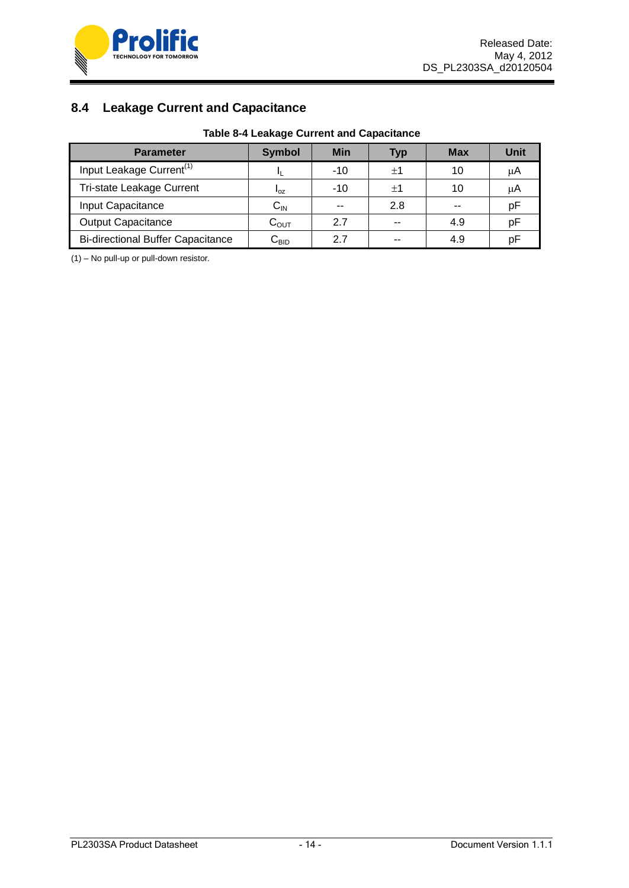## 8.4 Leakage Current and Capacitance

**Table 8-4 Leakage Current and Capacitance**

| Parameter | Symbol | Min | Typ | Max | Unit |
|---|---|---|---|---|---|
| Input Leakage Current[(1)] | $I_L$ | -10 | ±1 | 10 | μA |
| Tri-state Leakage Current | $I_{oz}$ | -10 | ±1 | 10 | μA |
| Input Capacitance | $C_{IN}$ | -- | 2.8 | -- | pF |
| Output Capacitance | $C_{OUT}$ | 2.7 | -- | 4.9 | pF |
| Bi-directional Buffer Capacitance | $C_{BID}$ | 2.7 | -- | 4.9 | pF |

(1) – No pull-up or pull-down resistor.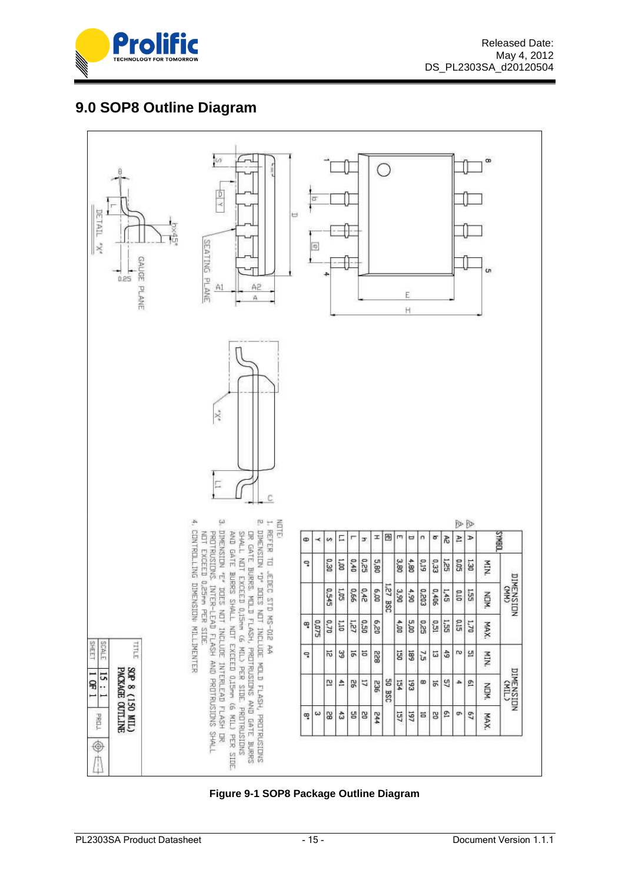# 9.0 SOP8 Outline Diagram

| SYMBOL | DIMENSION (MM) | | | DIMENSION (MIL) | | |
|---|---|---|---|---|---|---|
| | MIN. | NOM. | MAX. | MIN. | NOM. | MAX. |
| A | 1.30 | 1.55 | 1.70 | 51 | 61 | 67 |
| A1 | 0.05 | 0.10 | 0.15 | 2 | 4 | 6 |
| A2 | 1.25 | 1.45 | 1.55 | 49 | 57 | 61 |
| b | 0.33 | 0.406 | 0.51 | 13 | 16 | 20 |
| c | 0.19 | 0.203 | 0.25 | 7.5 | 8 | 10 |
| D | 4.80 | 4.90 | 5.00 | 189 | 193 | 197 |
| E | 3.80 | 3.90 | 4.00 | 150 | 154 | 157 |
| e | | 1.27 BSC | | | 50 BSC | |
| H | 5.80 | 6.00 | 6.20 | 228 | 236 | 244 |
| h | 0.25 | 0.42 | 0.50 | 10 | 17 | 20 |
| L | 0.40 | 0.66 | 1.27 | 16 | 26 | 50 |
| L1 | 1.00 | 1.05 | 1.10 | 39 | 41 | 43 |
| S | 0.30 | 0.545 | 0.70 | 12 | 21 | 28 |
| y | | | 0.075 | | | 3 |
| θ | 0° | | 8° | 0° | | 8° |

NOTE:
1. REFER TO JEDEC STD MS-012 AA
2. DIMENSION "D" DOES NOT INCLUDE MOLD FLASH, PROTRUSIONS OR GATE BURRS. MOLD FLASH, PROTRUSIONS AND GATE BURRS SHALL NOT EXCEED 0.15mm (6 MIL) PER SIDE. PROTRUSIONS AND GATE BURRS SHALL NOT EXCEED 0.15mm (6 MIL) PER SIDE.
3. DIMENSION "E" DOES NOT INCLUDE INTERLEAD FLASH OR PROTRUSIONS. INTER-LEAD FLASH AND PROTRUSIONS SHALL NOT EXCEED 0.25mm PER SIDE.
4. CONTROLLING DIMENSION: MILLIMETER

| TITLE | SOP 8 (150 MIL) PACKAGE OUTLINE |
|---|---|
| SCALE | 15 : 1 |
| SHEET | 1 OF 1 |

**Figure 9-1 SOP8 Package Outline Diagram**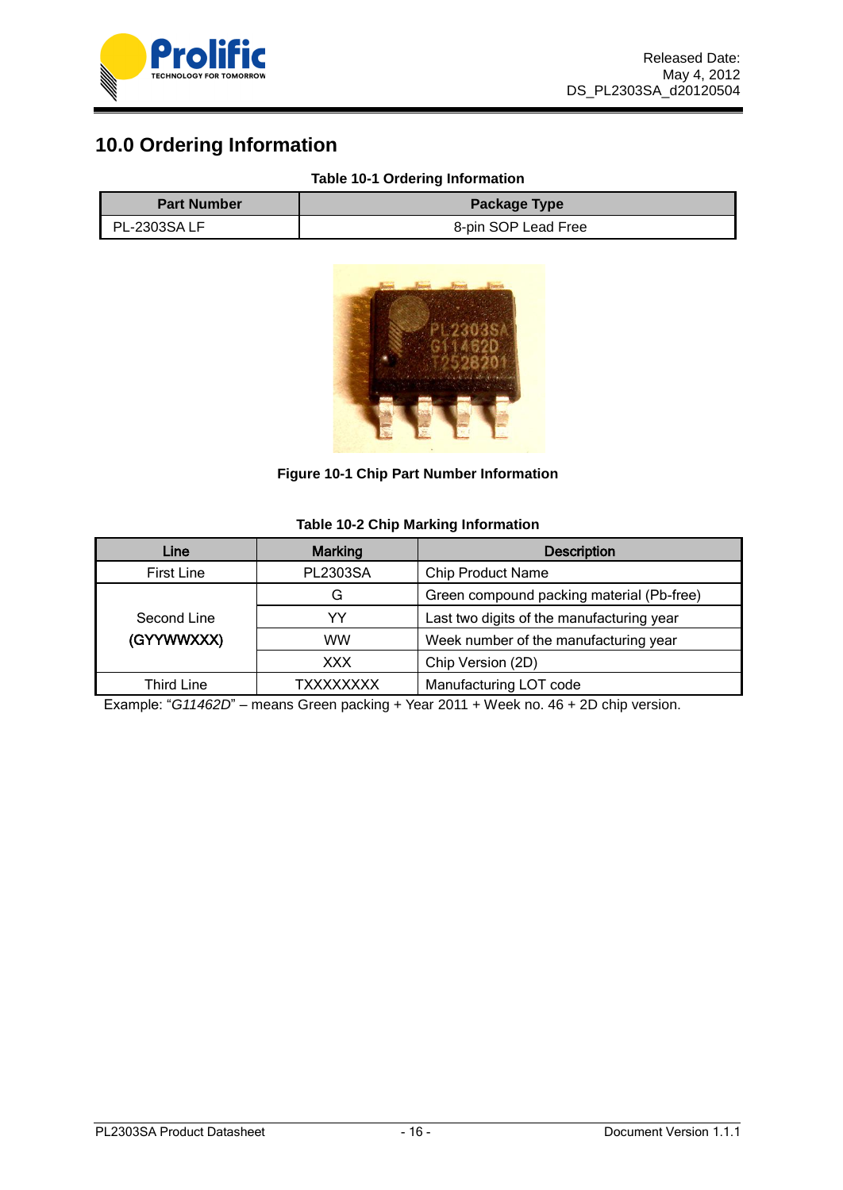## 10.0 Ordering Information

**Table 10-1 Ordering Information**

| Part Number | Package Type |
|---|---|
| PL-2303SA LF | 8-pin SOP Lead Free |

**Figure 10-1 Chip Part Number Information**

**Table 10-2 Chip Marking Information**

| Line | Marking | Description |
|---|---|---|
| First Line | PL2303SA | Chip Product Name |
| Second Line (GYYWWXXX) | G | Green compound packing material (Pb-free) |
| | YY | Last two digits of the manufacturing year |
| | WW | Week number of the manufacturing year |
| | XXX | Chip Version (2D) |
| Third Line | TXXXXXXXX | Manufacturing LOT code |

Example: "*G11462D*" – means Green packing + Year 2011 + Week no. 46 + 2D chip version.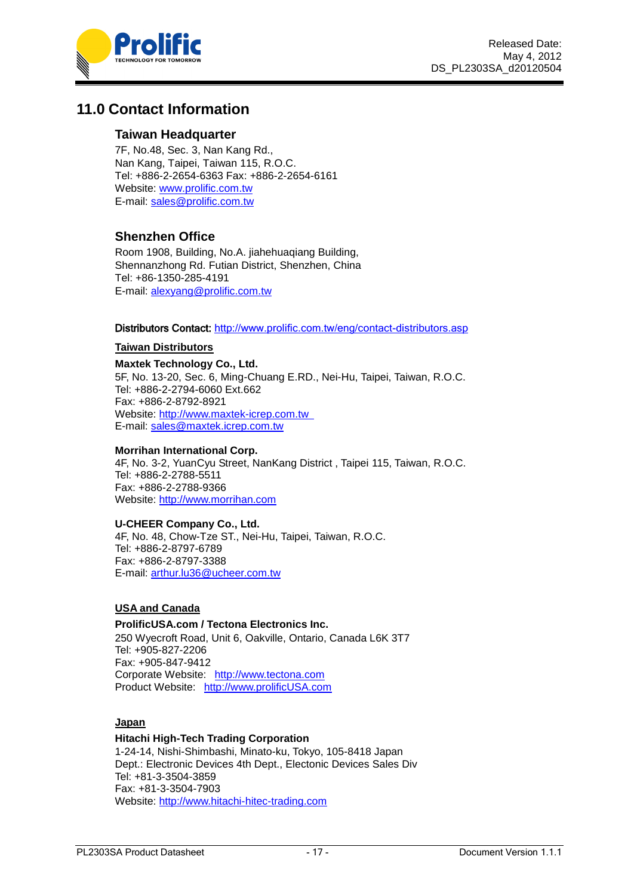# 11.0 Contact Information

### Taiwan Headquarter

7F, No.48, Sec. 3, Nan Kang Rd.,
Nan Kang, Taipei, Taiwan 115, R.O.C.
Tel: +886-2-2654-6363 Fax: +886-2-2654-6161
Website: www.prolific.com.tw
E-mail: sales@prolific.com.tw

### Shenzhen Office

Room 1908, Building, No.A. jiahehuaqiang Building,
Shennanzhong Rd. Futian District, Shenzhen, China
Tel: +86-1350-285-4191
E-mail: alexyang@prolific.com.tw

**Distributors Contact:** http://www.prolific.com.tw/eng/contact-distributors.asp

**Taiwan Distributors**

**Maxtek Technology Co., Ltd.**
5F, No. 13-20, Sec. 6, Ming-Chuang E.RD., Nei-Hu, Taipei, Taiwan, R.O.C.
Tel: +886-2-2794-6060 Ext.662
Fax: +886-2-8792-8921
Website: http://www.maxtek-icrep.com.tw
E-mail: sales@maxtek.icrep.com.tw

**Morrihan International Corp.**
4F, No. 3-2, YuanCyu Street, NanKang District , Taipei 115, Taiwan, R.O.C.
Tel: +886-2-2788-5511
Fax: +886-2-2788-9366
Website: http://www.morrihan.com

**U-CHEER Company Co., Ltd.**
4F, No. 48, Chow-Tze ST., Nei-Hu, Taipei, Taiwan, R.O.C.
Tel: +886-2-8797-6789
Fax: +886-2-8797-3388
E-mail: arthur.lu36@ucheer.com.tw

**USA and Canada**

**ProlificUSA.com / Tectona Electronics Inc.**
250 Wyecroft Road, Unit 6, Oakville, Ontario, Canada L6K 3T7
Tel: +905-827-2206
Fax: +905-847-9412
Corporate Website: http://www.tectona.com
Product Website: http://www.prolificUSA.com

**Japan**

**Hitachi High-Tech Trading Corporation**
1-24-14, Nishi-Shimbashi, Minato-ku, Tokyo, 105-8418 Japan
Dept.: Electronic Devices 4th Dept., Electonic Devices Sales Div
Tel: +81-3-3504-3859
Fax: +81-3-3504-7903
Website: http://www.hitachi-hitec-trading.com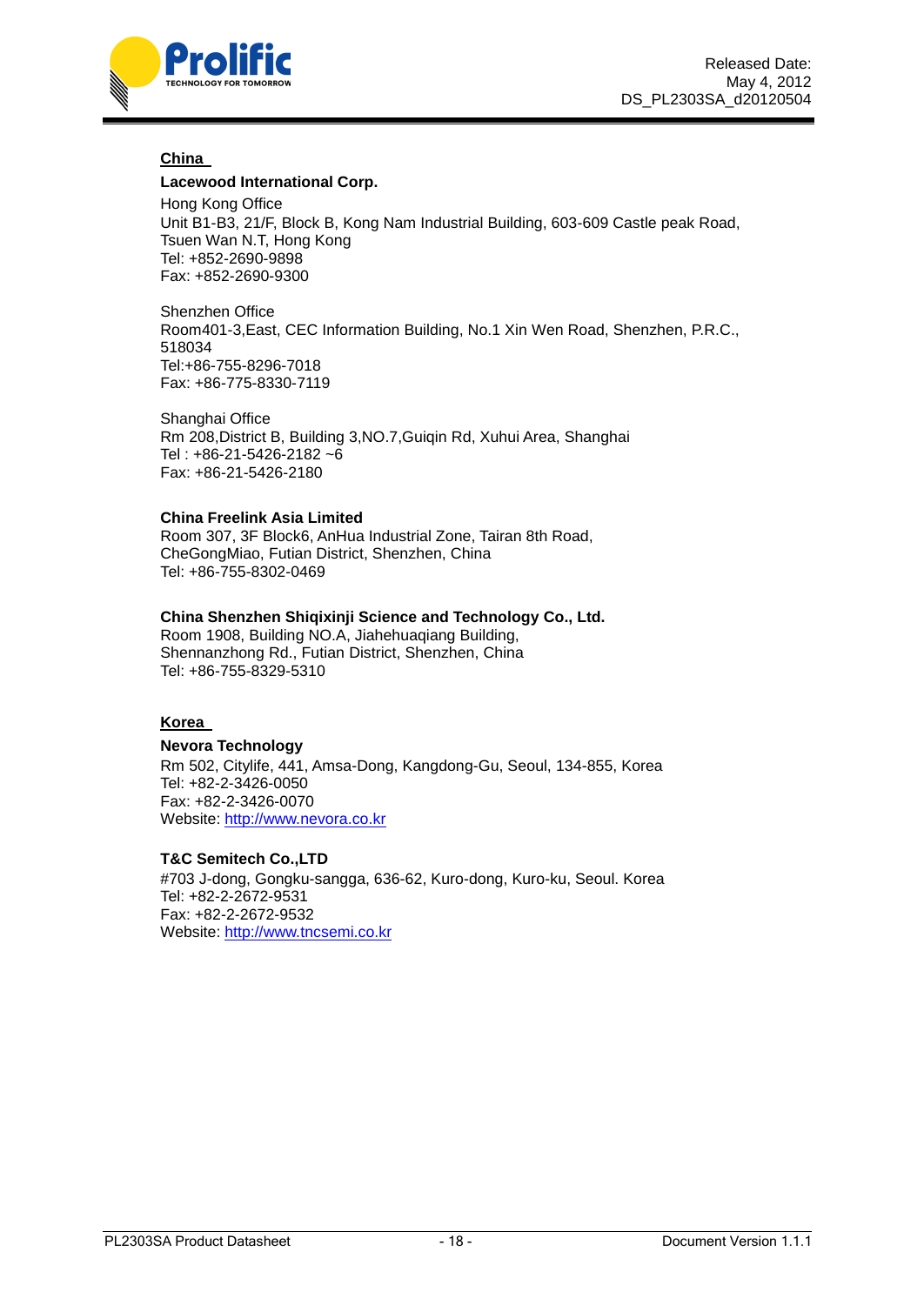## China

**Lacewood International Corp.**

Hong Kong Office
Unit B1-B3, 21/F, Block B, Kong Nam Industrial Building, 603-609 Castle peak Road, Tsuen Wan N.T, Hong Kong
Tel: +852-2690-9898
Fax: +852-2690-9300

Shenzhen Office
Room401-3,East, CEC Information Building, No.1 Xin Wen Road, Shenzhen, P.R.C., 518034
Tel:+86-755-8296-7018
Fax: +86-775-8330-7119

Shanghai Office
Rm 208,District B, Building 3,NO.7,Guiqin Rd, Xuhui Area, Shanghai
Tel : +86-21-5426-2182 ~6
Fax: +86-21-5426-2180

**China Freelink Asia Limited**
Room 307, 3F Block6, AnHua Industrial Zone, Tairan 8th Road, CheGongMiao, Futian District, Shenzhen, China
Tel: +86-755-8302-0469

**China Shenzhen Shiqixinji Science and Technology Co., Ltd.**
Room 1908, Building NO.A, Jiahehuaqiang Building, Shennanzhong Rd., Futian District, Shenzhen, China
Tel: +86-755-8329-5310

## Korea

**Nevora Technology**
Rm 502, Citylife, 441, Amsa-Dong, Kangdong-Gu, Seoul, 134-855, Korea
Tel: +82-2-3426-0050
Fax: +82-2-3426-0070
Website: http://www.nevora.co.kr

**T&C Semitech Co.,LTD**
#703 J-dong, Gongku-sangga, 636-62, Kuro-dong, Kuro-ku, Seoul. Korea
Tel: +82-2-2672-9531
Fax: +82-2-2672-9532
Website: http://www.tncsemi.co.kr